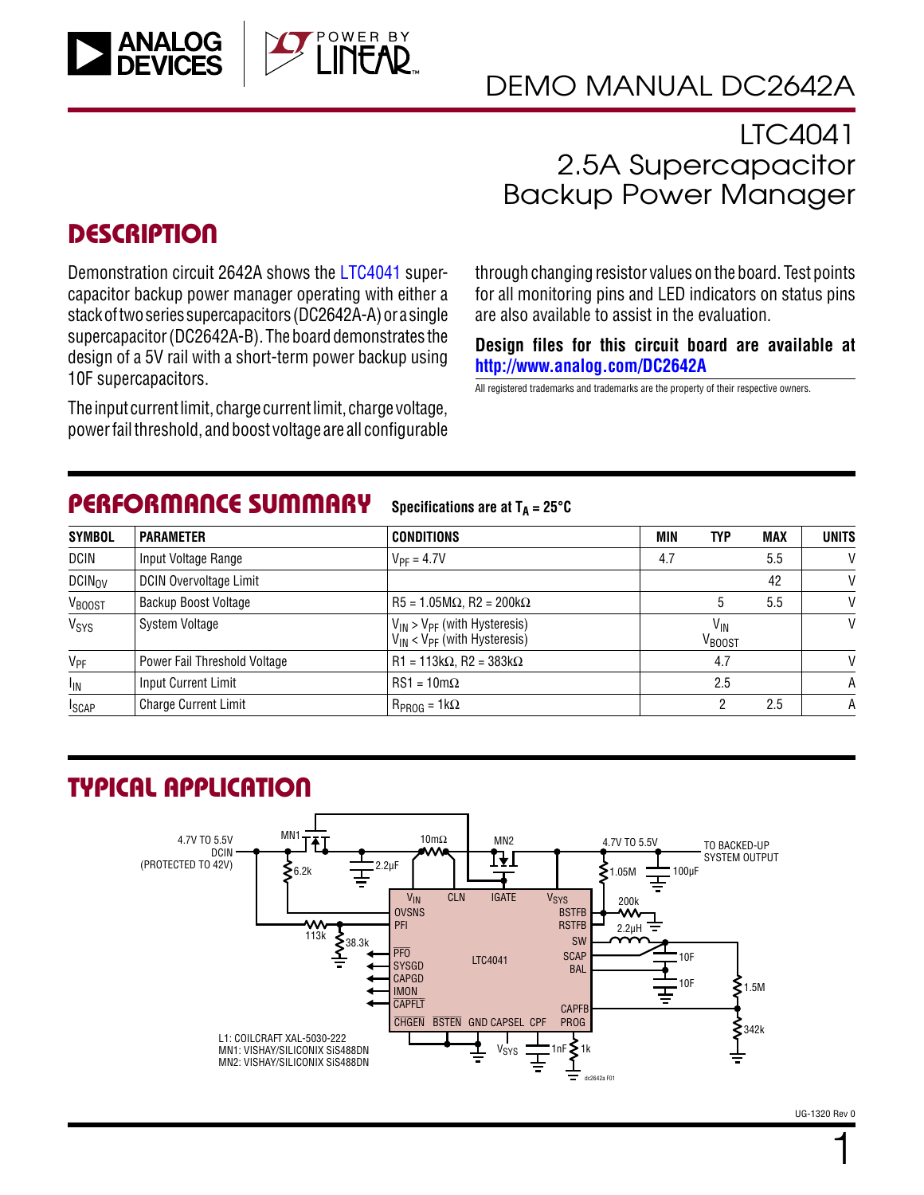# DEMO MANUAL DC2642A

## LTC4041 2.5A Supercapacitor Backup Power Manager

## DESCRIPTION

Demonstration circuit 2642A shows the LTC4041 supercapacitor backup power manager operating with either a stack of two series supercapacitors (DC2642A-A) or a single supercapacitor (DC2642A-B). The board demonstrates the design of a 5V rail with a short-term power backup using 10F supercapacitors.

The input current limit, charge current limit, charge voltage, power fail threshold, and boost voltage are all configurable through changing resistor values on the board. Test points for all monitoring pins and LED indicators on status pins are also available to assist in the evaluation.

**Design files for this circuit board are available at http://www.analog.com/DC2642A**

All registered trademarks and trademarks are the property of their respective owners.

## PERFORMANCE SUMMARY

**Specifications are at $T_A$ = 25°C**

| SYMBOL | PARAMETER | CONDITIONS | MIN | TYP | MAX | UNITS |
|---|---|---|---|---|---|---|
| DCIN | Input Voltage Range | $V_{PF}$ = 4.7V | 4.7 | | 5.5 | V |
| $DCIN_{OV}$ | DCIN Overvoltage Limit | | | | 42 | V |
| $V_{BOOST}$ | Backup Boost Voltage | R5 = 1.05MΩ, R2 = 200kΩ | | 5 | 5.5 | V |
| $V_{SYS}$ | System Voltage | $V_{IN}$ > $V_{PF}$ (with Hysteresis)<br>$V_{IN}$ < $V_{PF}$ (with Hysteresis) | | $V_{IN}$<br>$V_{BOOST}$ | | V |
| $V_{PF}$ | Power Fail Threshold Voltage | R1 = 113kΩ, R2 = 383kΩ | | 4.7 | | V |
| $I_{IN}$ | Input Current Limit | RS1 = 10mΩ | | 2.5 | | A |
| $I_{SCAP}$ | Charge Current Limit | $R_{PROG}$ = 1kΩ | | 2 | 2.5 | A |

## TYPICAL APPLICATION

4.7V TO 5.5V
DCIN
(PROTECTED TO 42V)
MN1
6.2k
2.2µF
10mΩ
MN2
4.7V TO 5.5V
1.05M
100µF
TO BACKED-UP SYSTEM OUTPUT
113k
38.3k
$V_{IN}$ CLN IGATE $V_{SYS}$
OVSNS
PFI
PFO
SYSGD
CAPGD
IMON
CAPFLT
LTC4041
BSTFB
RSTFB
SW
SCAP
BAL
CAPFB
PROG
CHGEN BSTEN GND CAPSEL CPF
200k
2.2µH
10F
10F
1.5M
342k
$V_{SYS}$
1nF
1k

L1: COILCRAFT XAL-5030-222
MN1: VISHAY/SILICONIX SiS488DN
MN2: VISHAY/SILICONIX SiS488DN

dc2642a F01

UG-1320 Rev 0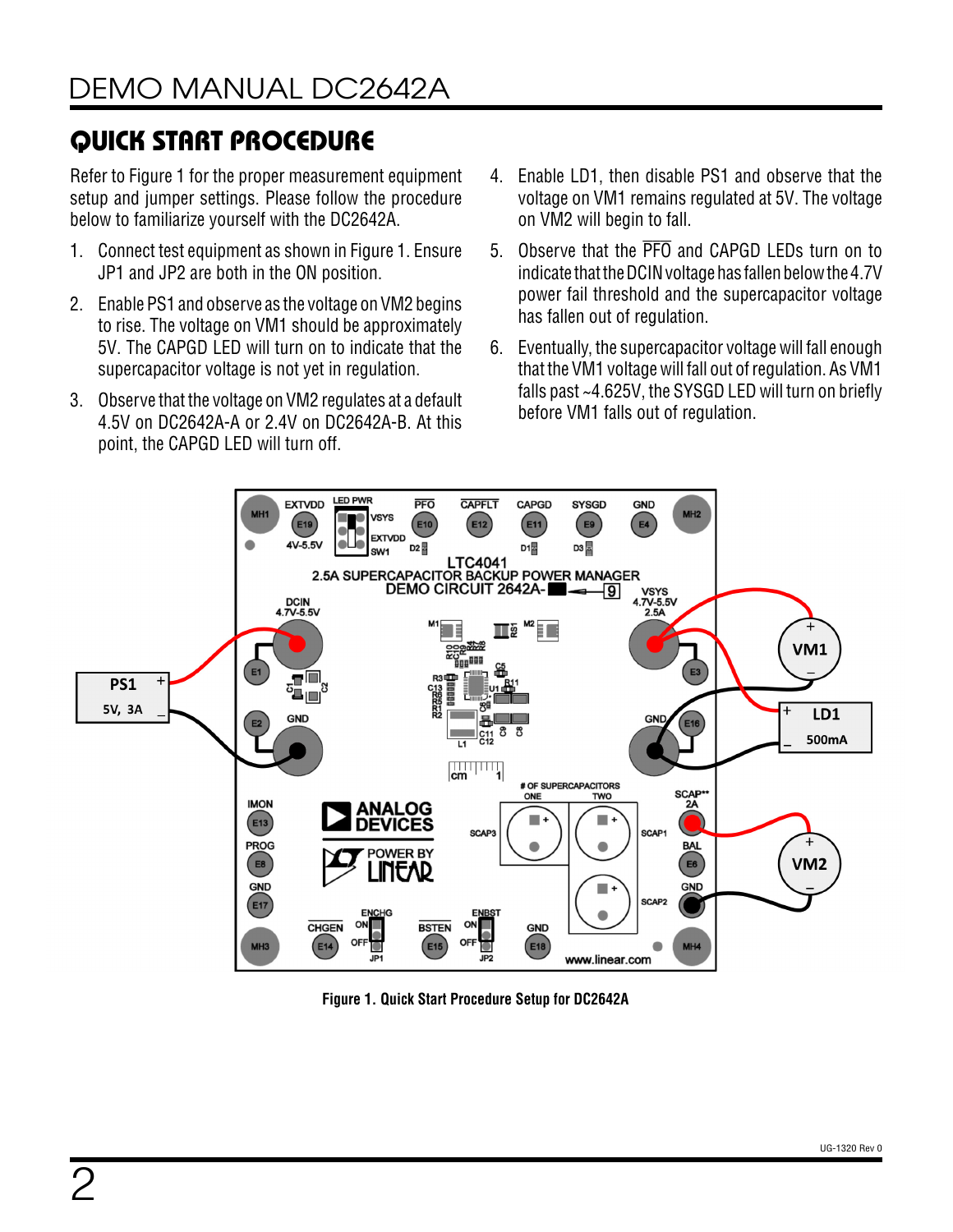## QUICK START PROCEDURE

Refer to Figure 1 for the proper measurement equipment setup and jumper settings. Please follow the procedure below to familiarize yourself with the DC2642A.

1. Connect test equipment as shown in Figure 1. Ensure JP1 and JP2 are both in the ON position.
2. Enable PS1 and observe as the voltage on VM2 begins to rise. The voltage on VM1 should be approximately 5V. The CAPGD LED will turn on to indicate that the supercapacitor voltage is not yet in regulation.
3. Observe that the voltage on VM2 regulates at a default 4.5V on DC2642A-A or 2.4V on DC2642A-B. At this point, the CAPGD LED will turn off.
4. Enable LD1, then disable PS1 and observe that the voltage on VM1 remains regulated at 5V. The voltage on VM2 will begin to fall.
5. Observe that the $\overline{\text{PFO}}$ and CAPGD LEDs turn on to indicate that the DCIN voltage has fallen below the 4.7V power fail threshold and the supercapacitor voltage has fallen out of regulation.
6. Eventually, the supercapacitor voltage will fall enough that the VM1 voltage will fall out of regulation. As VM1 falls past ~4.625V, the SYSGD LED will turn on briefly before VM1 falls out of regulation.

**Figure 1. Quick Start Procedure Setup for DC2642A**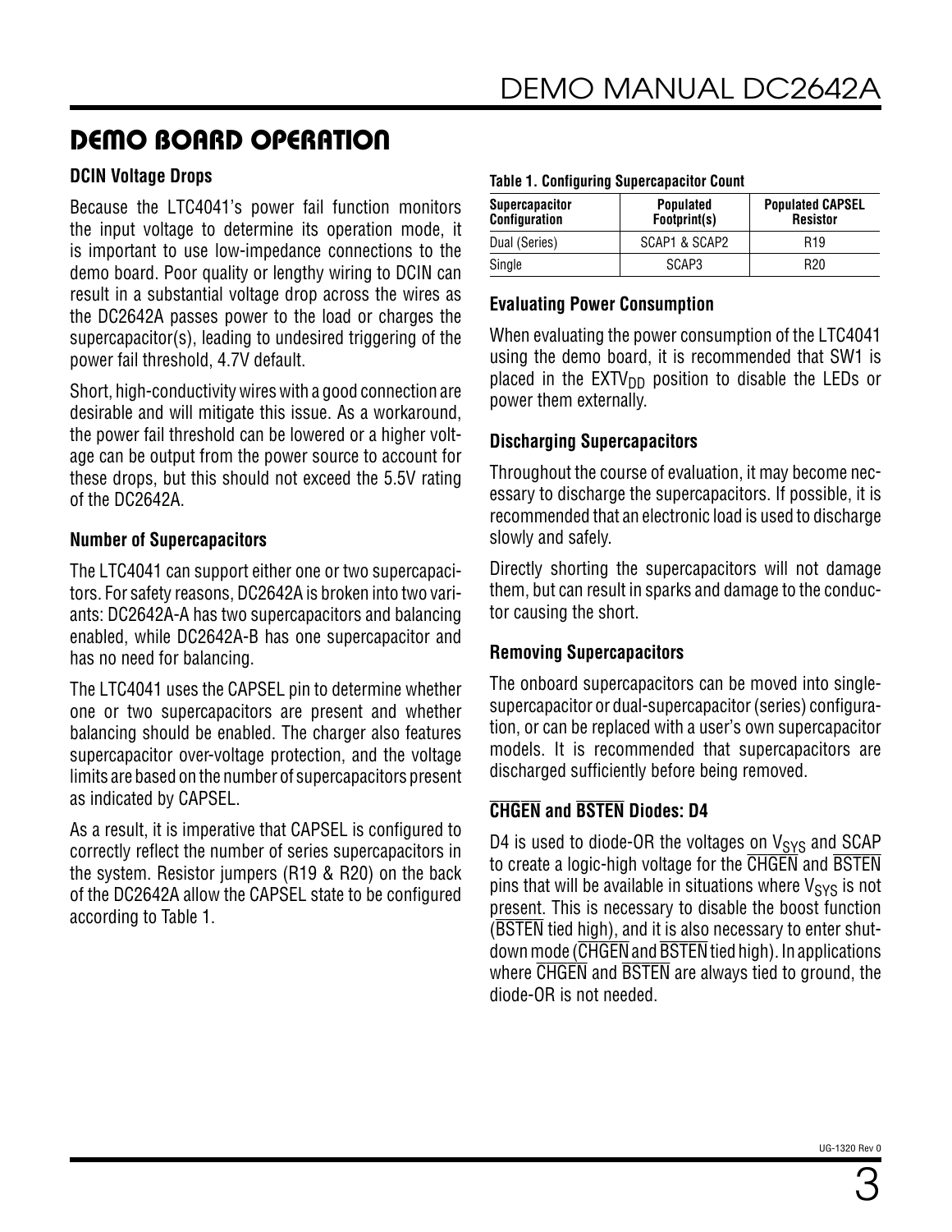## DEMO BOARD OPERATION

### DCIN Voltage Drops

Because the LTC4041's power fail function monitors the input voltage to determine its operation mode, it is important to use low-impedance connections to the demo board. Poor quality or lengthy wiring to DCIN can result in a substantial voltage drop across the wires as the DC2642A passes power to the load or charges the supercapacitor(s), leading to undesired triggering of the power fail threshold, 4.7V default.

Short, high-conductivity wires with a good connection are desirable and will mitigate this issue. As a workaround, the power fail threshold can be lowered or a higher voltage can be output from the power source to account for these drops, but this should not exceed the 5.5V rating of the DC2642A.

### Number of Supercapacitors

The LTC4041 can support either one or two supercapacitors. For safety reasons, DC2642A is broken into two variants: DC2642A-A has two supercapacitors and balancing enabled, while DC2642A-B has one supercapacitor and has no need for balancing.

The LTC4041 uses the CAPSEL pin to determine whether one or two supercapacitors are present and whether balancing should be enabled. The charger also features supercapacitor over-voltage protection, and the voltage limits are based on the number of supercapacitors present as indicated by CAPSEL.

As a result, it is imperative that CAPSEL is configured to correctly reflect the number of series supercapacitors in the system. Resistor jumpers (R19 & R20) on the back of the DC2642A allow the CAPSEL state to be configured according to Table 1.

**Table 1. Configuring Supercapacitor Count**

| Supercapacitor Configuration | Populated Footprint(s) | Populated CAPSEL Resistor |
|---|---|---|
| Dual (Series) | SCAP1 & SCAP2 | R19 |
| Single | SCAP3 | R20 |

### Evaluating Power Consumption

When evaluating the power consumption of the LTC4041 using the demo board, it is recommended that SW1 is placed in the $EXTV_{DD}$ position to disable the LEDs or power them externally.

### Discharging Supercapacitors

Throughout the course of evaluation, it may become necessary to discharge the supercapacitors. If possible, it is recommended that an electronic load is used to discharge slowly and safely.

Directly shorting the supercapacitors will not damage them, but can result in sparks and damage to the conductor causing the short.

### Removing Supercapacitors

The onboard supercapacitors can be moved into single-supercapacitor or dual-supercapacitor (series) configuration, or can be replaced with a user's own supercapacitor models. It is recommended that supercapacitors are discharged sufficiently before being removed.

### $\overline{CHGEN}$ and $\overline{BSTEN}$ Diodes: D4

D4 is used to diode-OR the voltages on $V_{SYS}$ and SCAP to create a logic-high voltage for the $\overline{CHGEN}$ and $\overline{BSTEN}$ pins that will be available in situations where $V_{SYS}$ is not present. This is necessary to disable the boost function ($\overline{BSTEN}$ tied high), and it is also necessary to enter shutdown mode ($\overline{CHGEN}$ and $\overline{BSTEN}$ tied high). In applications where $\overline{CHGEN}$ and $\overline{BSTEN}$ are always tied to ground, the diode-OR is not needed.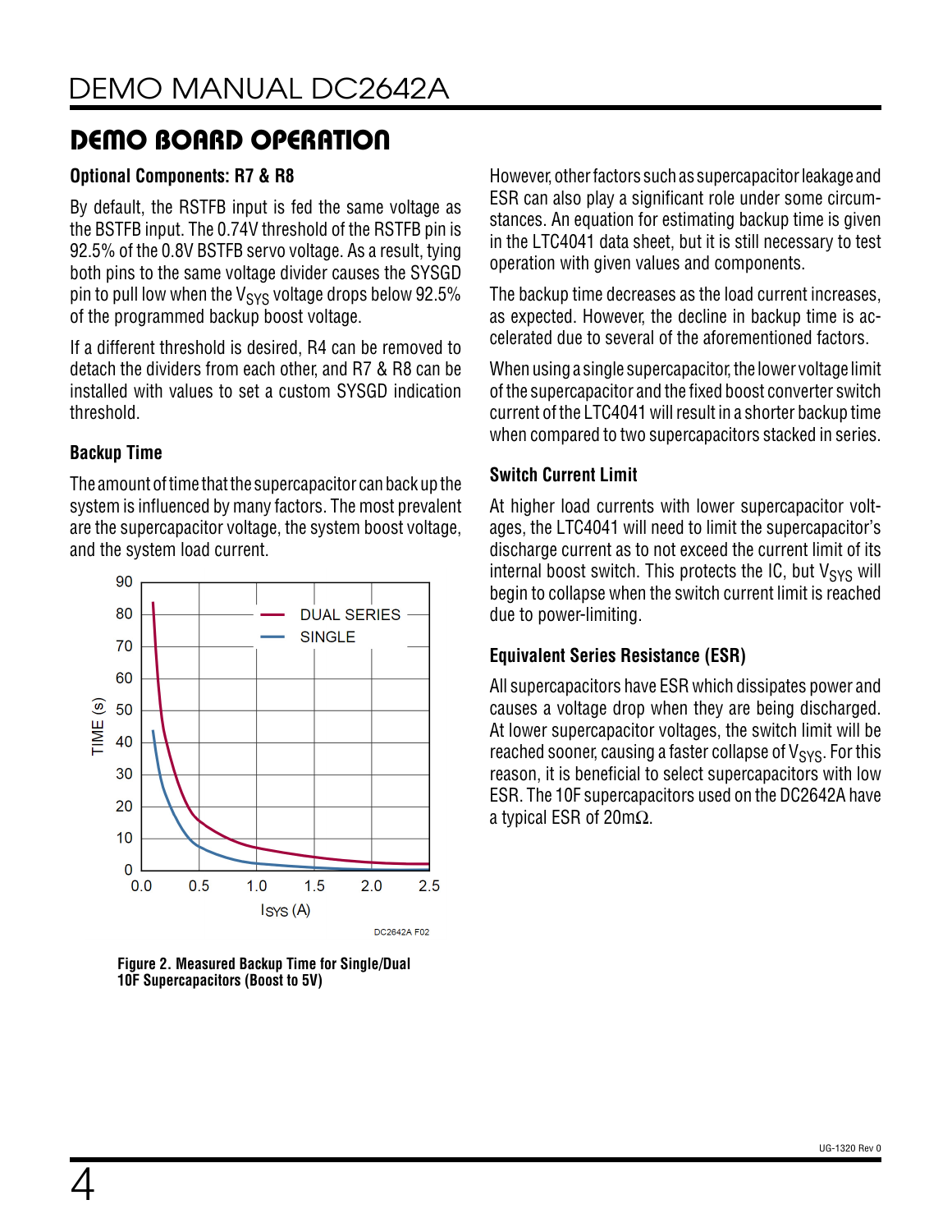## DEMO BOARD OPERATION

### Optional Components: R7 & R8

By default, the RSTFB input is fed the same voltage as the BSTFB input. The 0.74V threshold of the RSTFB pin is 92.5% of the 0.8V BSTFB servo voltage. As a result, tying both pins to the same voltage divider causes the SYSGD pin to pull low when the $V_{SYS}$ voltage drops below 92.5% of the programmed backup boost voltage.

If a different threshold is desired, R4 can be removed to detach the dividers from each other, and R7 & R8 can be installed with values to set a custom SYSGD indication threshold.

### Backup Time

The amount of time that the supercapacitor can back up the system is influenced by many factors. The most prevalent are the supercapacitor voltage, the system boost voltage, and the system load current.

Figure 2. Measured Backup Time for Single/Dual 10F Supercapacitors (Boost to 5V)

However, other factors such as supercapacitor leakage and ESR can also play a significant role under some circumstances. An equation for estimating backup time is given in the LTC4041 data sheet, but it is still necessary to test operation with given values and components.

The backup time decreases as the load current increases, as expected. However, the decline in backup time is accelerated due to several of the aforementioned factors.

When using a single supercapacitor, the lower voltage limit of the supercapacitor and the fixed boost converter switch current of the LTC4041 will result in a shorter backup time when compared to two supercapacitors stacked in series.

### Switch Current Limit

At higher load currents with lower supercapacitor voltages, the LTC4041 will need to limit the supercapacitor's discharge current as to not exceed the current limit of its internal boost switch. This protects the IC, but $V_{SYS}$ will begin to collapse when the switch current limit is reached due to power-limiting.

### Equivalent Series Resistance (ESR)

All supercapacitors have ESR which dissipates power and causes a voltage drop when they are being discharged. At lower supercapacitor voltages, the switch limit will be reached sooner, causing a faster collapse of $V_{SYS}$. For this reason, it is beneficial to select supercapacitors with low ESR. The 10F supercapacitors used on the DC2642A have a typical ESR of 20mΩ.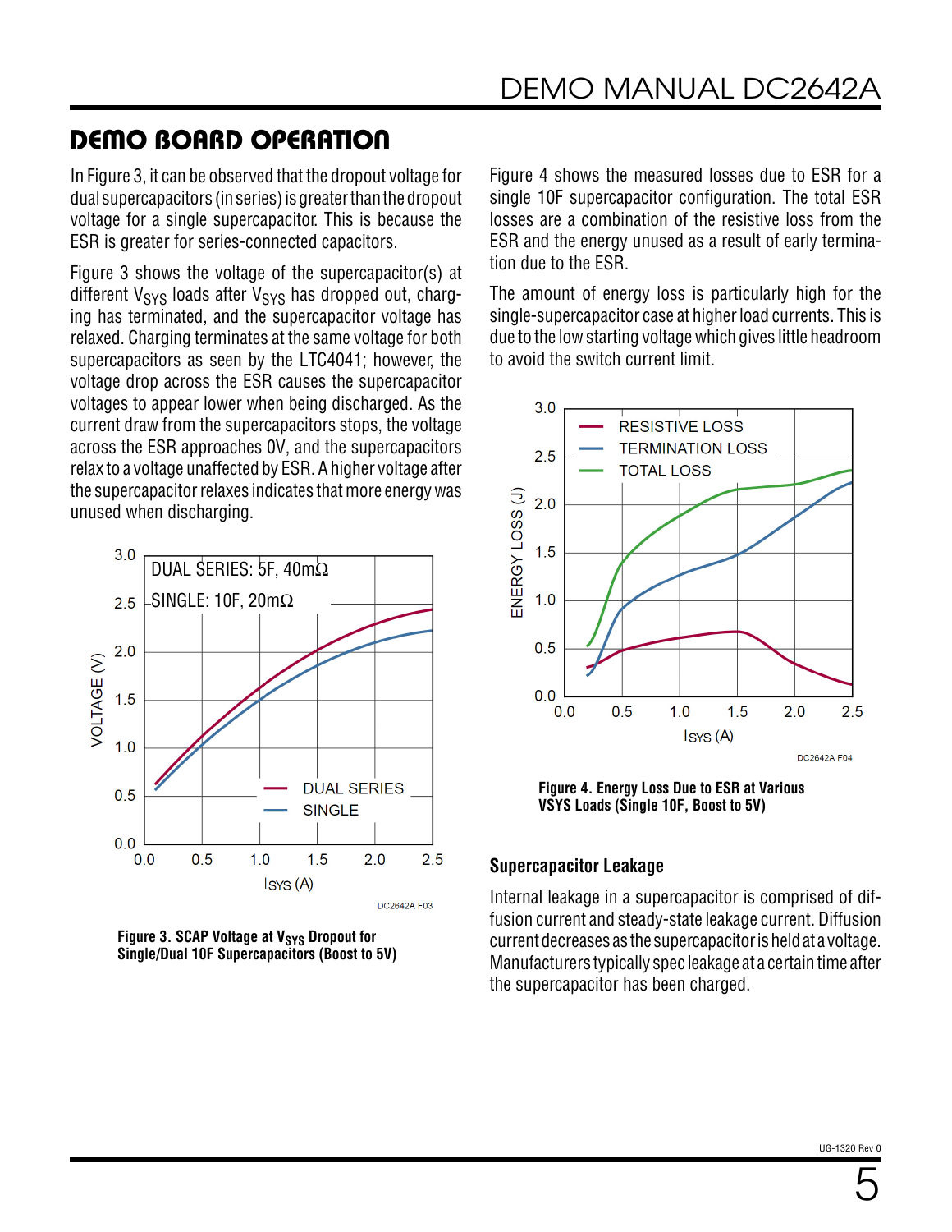## DEMO BOARD OPERATION

In Figure 3, it can be observed that the dropout voltage for dual supercapacitors (in series) is greater than the dropout voltage for a single supercapacitor. This is because the ESR is greater for series-connected capacitors.

Figure 3 shows the voltage of the supercapacitor(s) at different $V_{SYS}$ loads after $V_{SYS}$ has dropped out, charging has terminated, and the supercapacitor voltage has relaxed. Charging terminates at the same voltage for both supercapacitors as seen by the LTC4041; however, the voltage drop across the ESR causes the supercapacitor voltages to appear lower when being discharged. As the current draw from the supercapacitors stops, the voltage across the ESR approaches 0V, and the supercapacitors relax to a voltage unaffected by ESR. A higher voltage after the supercapacitor relaxes indicates that more energy was unused when discharging.

Figure 3. SCAP Voltage at $V_{SYS}$ Dropout for Single/Dual 10F Supercapacitors (Boost to 5V)

Figure 4 shows the measured losses due to ESR for a single 10F supercapacitor configuration. The total ESR losses are a combination of the resistive loss from the ESR and the energy unused as a result of early termination due to the ESR.

The amount of energy loss is particularly high for the single-supercapacitor case at higher load currents. This is due to the low starting voltage which gives little headroom to avoid the switch current limit.

Figure 4. Energy Loss Due to ESR at Various VSYS Loads (Single 10F, Boost to 5V)

### Supercapacitor Leakage

Internal leakage in a supercapacitor is comprised of diffusion current and steady-state leakage current. Diffusion current decreases as the supercapacitor is held at a voltage. Manufacturers typically spec leakage at a certain time after the supercapacitor has been charged.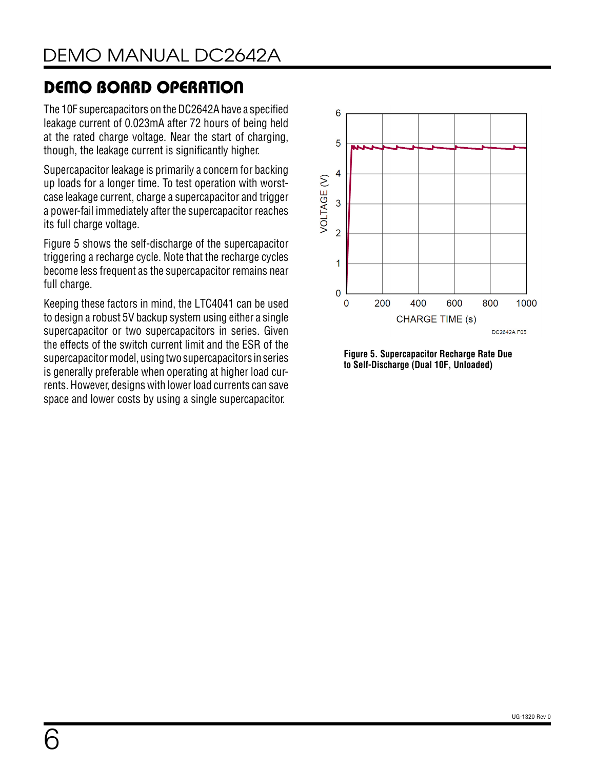## DEMO BOARD OPERATION

The 10F supercapacitors on the DC2642A have a specified leakage current of 0.023mA after 72 hours of being held at the rated charge voltage. Near the start of charging, though, the leakage current is significantly higher.

Supercapacitor leakage is primarily a concern for backing up loads for a longer time. To test operation with worst-case leakage current, charge a supercapacitor and trigger a power-fail immediately after the supercapacitor reaches its full charge voltage.

Figure 5 shows the self-discharge of the supercapacitor triggering a recharge cycle. Note that the recharge cycles become less frequent as the supercapacitor remains near full charge.

Keeping these factors in mind, the LTC4041 can be used to design a robust 5V backup system using either a single supercapacitor or two supercapacitors in series. Given the effects of the switch current limit and the ESR of the supercapacitor model, using two supercapacitors in series is generally preferable when operating at higher load currents. However, designs with lower load currents can save space and lower costs by using a single supercapacitor.

**Figure 5. Supercapacitor Recharge Rate Due to Self-Discharge (Dual 10F, Unloaded)**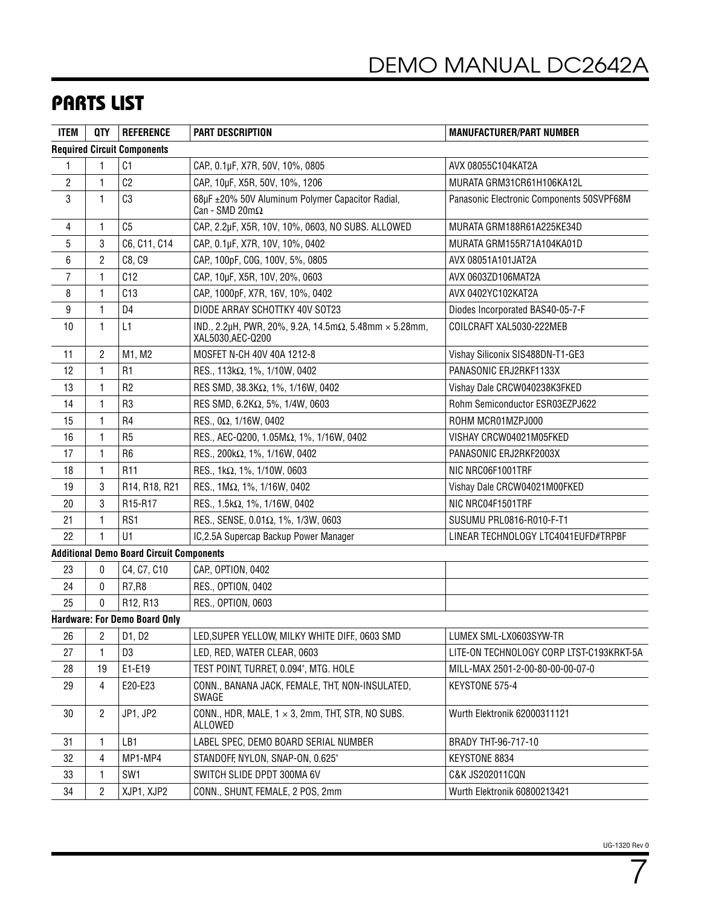## PARTS LIST

| ITEM | QTY | REFERENCE | PART DESCRIPTION | MANUFACTURER/PART NUMBER |
|---|---|---|---|---|
| **Required Circuit Components** | | | | |
| 1 | 1 | C1 | CAP., 0.1µF, X7R, 50V, 10%, 0805 | AVX 08055C104KAT2A |
| 2 | 1 | C2 | CAP., 10µF, X5R, 50V, 10%, 1206 | MURATA GRM31CR61H106KA12L |
| 3 | 1 | C3 | 68µF ±20% 50V Aluminum Polymer Capacitor Radial, Can - SMD 20mΩ | Panasonic Electronic Components 50SVPF68M |
| 4 | 1 | C5 | CAP., 2.2µF, X5R, 10V, 10%, 0603, NO SUBS. ALLOWED | MURATA GRM188R61A225KE34D |
| 5 | 3 | C6, C11, C14 | CAP., 0.1µF, X7R, 10V, 10%, 0402 | MURATA GRM155R71A104KA01D |
| 6 | 2 | C8, C9 | CAP., 100pF, C0G, 100V, 5%, 0805 | AVX 08051A101JAT2A |
| 7 | 1 | C12 | CAP., 10µF, X5R, 10V, 20%, 0603 | AVX 0603ZD106MAT2A |
| 8 | 1 | C13 | CAP., 1000pF, X7R, 16V, 10%, 0402 | AVX 0402YC102KAT2A |
| 9 | 1 | D4 | DIODE ARRAY SCHOTTKY 40V SOT23 | Diodes Incorporated BAS40-05-7-F |
| 10 | 1 | L1 | IND., 2.2µH, PWR, 20%, 9.2A, 14.5mΩ, 5.48mm × 5.28mm, XAL5030,AEC-Q200 | COILCRAFT XAL5030-222MEB |
| 11 | 2 | M1, M2 | MOSFET N-CH 40V 40A 1212-8 | Vishay Siliconix SIS488DN-T1-GE3 |
| 12 | 1 | R1 | RES., 113kΩ, 1%, 1/10W, 0402 | PANASONIC ERJ2RKF1133X |
| 13 | 1 | R2 | RES SMD, 38.3KΩ, 1%, 1/16W, 0402 | Vishay Dale CRCW040238K3FKED |
| 14 | 1 | R3 | RES SMD, 6.2KΩ, 5%, 1/4W, 0603 | Rohm Semiconductor ESR03EZPJ622 |
| 15 | 1 | R4 | RES., 0Ω, 1/16W, 0402 | ROHM MCR01MZPJ000 |
| 16 | 1 | R5 | RES., AEC-Q200, 1.05MΩ, 1%, 1/16W, 0402 | VISHAY CRCW04021M05FKED |
| 17 | 1 | R6 | RES., 200kΩ, 1%, 1/16W, 0402 | PANASONIC ERJ2RKF2003X |
| 18 | 1 | R11 | RES., 1kΩ, 1%, 1/10W, 0603 | NIC NRC06F1001TRF |
| 19 | 3 | R14, R18, R21 | RES., 1MΩ, 1%, 1/16W, 0402 | Vishay Dale CRCW04021M00FKED |
| 20 | 3 | R15-R17 | RES., 1.5kΩ, 1%, 1/16W, 0402 | NIC NRC04F1501TRF |
| 21 | 1 | RS1 | RES., SENSE, 0.01Ω, 1%, 1/3W, 0603 | SUSUMU PRL0816-R010-F-T1 |
| 22 | 1 | U1 | IC,2.5A Supercap Backup Power Manager | LINEAR TECHNOLOGY LTC4041EUFD#TRPBF |
| **Additional Demo Board Circuit Components** | | | | |
| 23 | 0 | C4, C7, C10 | CAP., OPTION, 0402 | |
| 24 | 0 | R7,R8 | RES., OPTION, 0402 | |
| 25 | 0 | R12, R13 | RES., OPTION, 0603 | |
| **Hardware: For Demo Board Only** | | | | |
| 26 | 2 | D1, D2 | LED,SUPER YELLOW, MILKY WHITE DIFF., 0603 SMD | LUMEX SML-LX0603SYW-TR |
| 27 | 1 | D3 | LED, RED, WATER CLEAR, 0603 | LITE-ON TECHNOLOGY CORP LTST-C193KRKT-5A |
| 28 | 19 | E1-E19 | TEST POINT, TURRET, 0.094", MTG. HOLE | MILL-MAX 2501-2-00-80-00-00-07-0 |
| 29 | 4 | E20-E23 | CONN., BANANA JACK, FEMALE, THT, NON-INSULATED, SWAGE | KEYSTONE 575-4 |
| 30 | 2 | JP1, JP2 | CONN., HDR, MALE, 1 × 3, 2mm, THT, STR, NO SUBS. ALLOWED | Wurth Elektronik 62000311121 |
| 31 | 1 | LB1 | LABEL SPEC, DEMO BOARD SERIAL NUMBER | BRADY THT-96-717-10 |
| 32 | 4 | MP1-MP4 | STANDOFF, NYLON, SNAP-ON, 0.625" | KEYSTONE 8834 |
| 33 | 1 | SW1 | SWITCH SLIDE DPDT 300MA 6V | C&K JS202011CQN |
| 34 | 2 | XJP1, XJP2 | CONN., SHUNT, FEMALE, 2 POS, 2mm | Wurth Elektronik 60800213421 |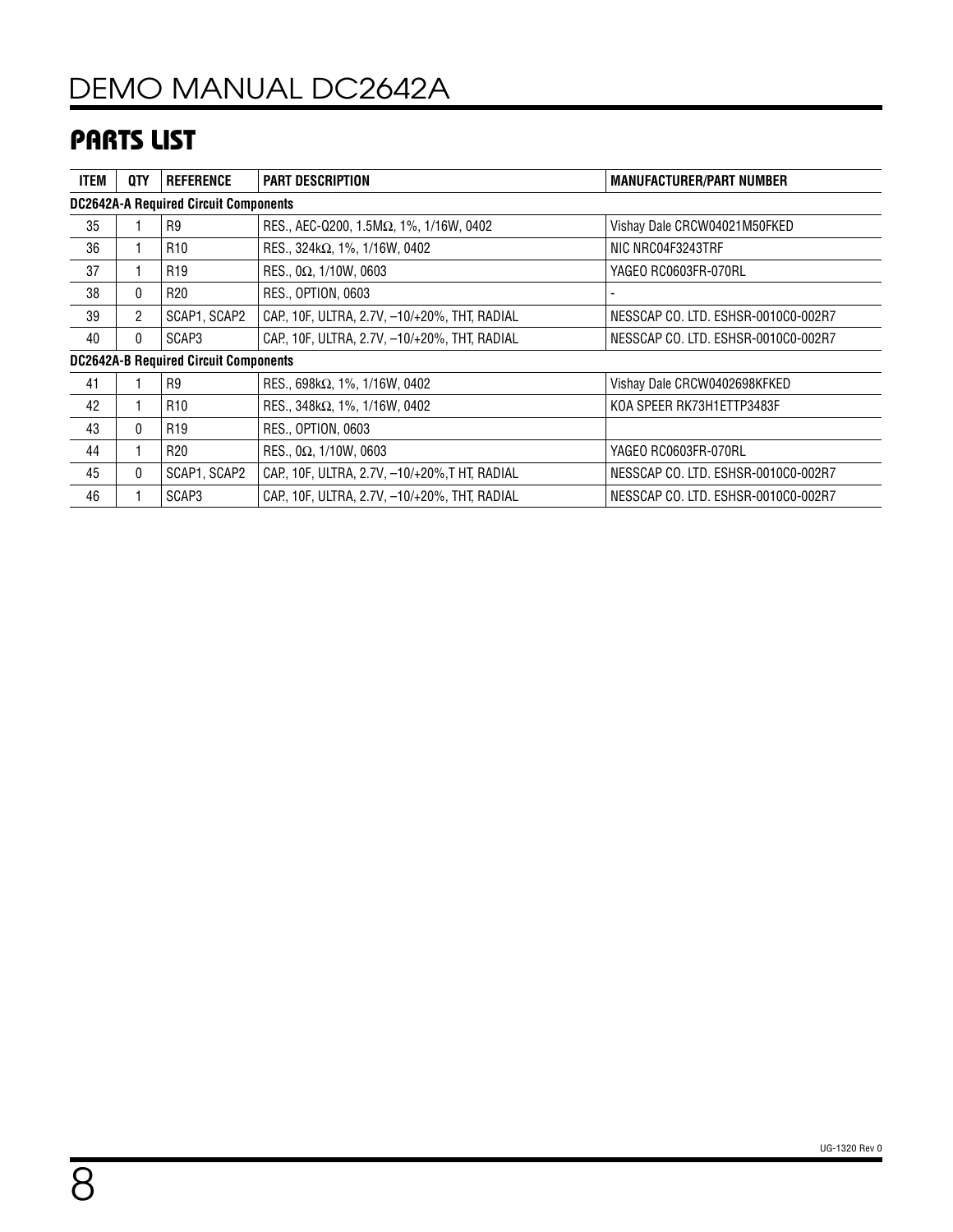## PARTS LIST

| ITEM | QTY | REFERENCE | PART DESCRIPTION | MANUFACTURER/PART NUMBER |
|---|---|---|---|---|
| **DC2642A-A Required Circuit Components** | | | | |
| 35 | 1 | R9 | RES., AEC-Q200, 1.5MΩ, 1%, 1/16W, 0402 | Vishay Dale CRCW04021M50FKED |
| 36 | 1 | R10 | RES., 324kΩ, 1%, 1/16W, 0402 | NIC NRC04F3243TRF |
| 37 | 1 | R19 | RES., 0Ω, 1/10W, 0603 | YAGEO RC0603FR-070RL |
| 38 | 0 | R20 | RES., OPTION, 0603 | - |
| 39 | 2 | SCAP1, SCAP2 | CAP., 10F, ULTRA, 2.7V, –10/+20%, THT, RADIAL | NESSCAP CO. LTD. ESHSR-0010C0-002R7 |
| 40 | 0 | SCAP3 | CAP., 10F, ULTRA, 2.7V, –10/+20%, THT, RADIAL | NESSCAP CO. LTD. ESHSR-0010C0-002R7 |
| **DC2642A-B Required Circuit Components** | | | | |
| 41 | 1 | R9 | RES., 698kΩ, 1%, 1/16W, 0402 | Vishay Dale CRCW0402698KFKED |
| 42 | 1 | R10 | RES., 348kΩ, 1%, 1/16W, 0402 | KOA SPEER RK73H1ETTP3483F |
| 43 | 0 | R19 | RES., OPTION, 0603 | |
| 44 | 1 | R20 | RES., 0Ω, 1/10W, 0603 | YAGEO RC0603FR-070RL |
| 45 | 0 | SCAP1, SCAP2 | CAP., 10F, ULTRA, 2.7V, –10/+20%,T HT, RADIAL | NESSCAP CO. LTD. ESHSR-0010C0-002R7 |
| 46 | 1 | SCAP3 | CAP., 10F, ULTRA, 2.7V, –10/+20%, THT, RADIAL | NESSCAP CO. LTD. ESHSR-0010C0-002R7 |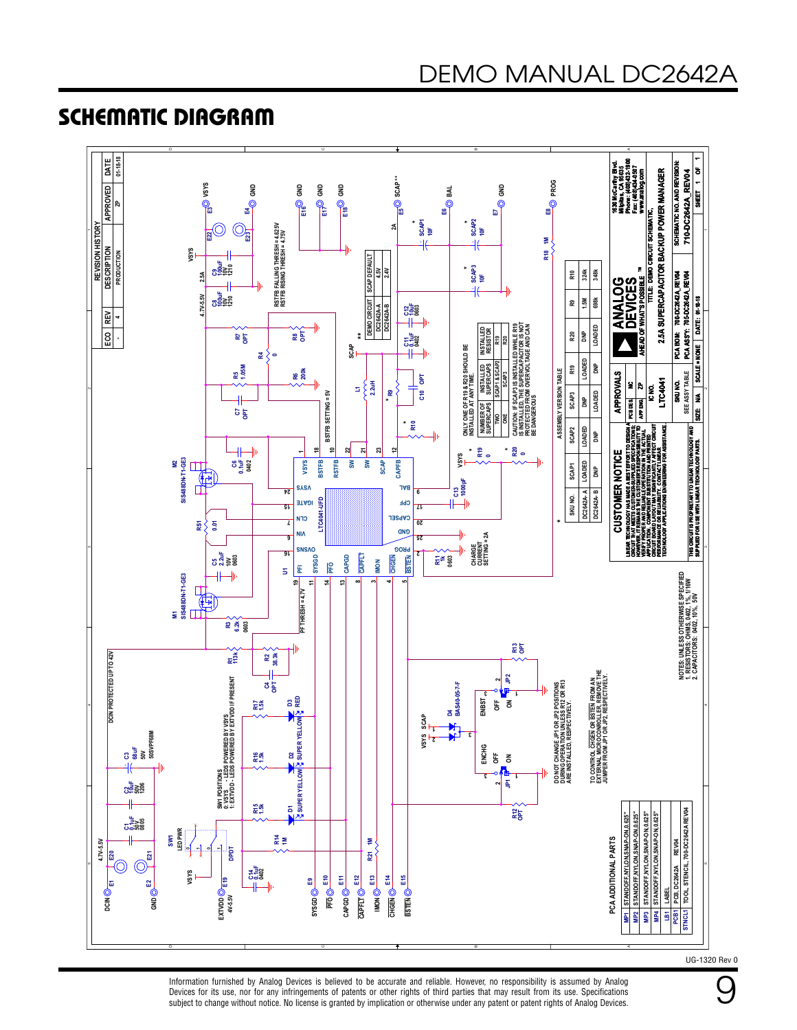## SCHEMATIC DIAGRAM

**REVISION HISTORY**

| ECO | REV | DESCRIPTION | APPROVED | DATE |
|---|---|---|---|---|
| - | 4 | PRODUCTION | ZP | 01-18-18 |

DCIN 4.7V-5.5V — DCIN PROTECTED UP TO 42V

SW1 POSITIONS
0: VSYS - LEDS POWERED BY VSYS
1: EXTVDD - LEDS POWERED BY EXTVDD IF PRESENT

RSTFB FALLING THRESH = 4.625V
RSTFB RISING THRESH = 4.75V

BSTFB SETTING = 5V

PF THRESH = 4.7V

CHARGE CURRENT SETTING = 2A

| DEMO CIRCUIT | SCAP DEFAULT |
|---|---|
| DC2642A-A | 4.5V |
| DC2642A-B | 2.4V |

ONLY ONE OF R19 & R20 SHOULD BE INSTALLED AT ANY TIME.

| NUMBER OF SUPERCAPS | INSTALLED SUPERCAPS | INSTALLED RESISTOR |
|---|---|---|
| TWO | SCAP1 & SCAP2 | R19 |
| ONE | SCAP3 | R20 |

CAUTION: IF SCAP3 IS INSTALLED WHILE R19 IS INSTALLED, THE SUPERCAPACITOR IS NOT PROTECTED FROM OVERVOLTAGE AND CAN BE DANGEROUS

**ASSEMBLY VERSION TABLE**

| SKU NO. | SCAP1 | SCAP2 | SCAP3 | R19 | R20 | R9 | R10 |
|---|---|---|---|---|---|---|---|
| DC2642A- A | LOADED | LOADED | DNP | LOADED | DNP | 1.5M | 324k |
| DC2642A- B | DNP | DNP | LOADED | DNP | LOADED | 698k | 348k |

DO NOT CHANGE JP1 OR JP2 POSITIONS DURING OPERATION UNLESS R12 OR R13 ARE INSTALLED, RESPECTIVELY.

TO CONTROL CHGEN OR BSTEN FROM AN EXTERNAL MICROCONTROLLER, REMOVE THE JUMPER FROM JP1 OR JP2, RESPECTIVELY.

NOTES: UNLESS OTHERWISE SPECIFIED
1. RESISTORS: OHMS, 0402, 1%, 1/16W
2. CAPACITORS: 0402, 10%, 50V

**PCA ADDITIONAL PARTS**

| | |
|---|---|
| MP1 | STANDOFF, NYLON, SNAP-ON, 0.625" |
| MP2 | STANDOFF, NYLON, SNAP-ON, 0.625" |
| MP3 | STANDOFF, NYLON, SNAP-ON, 0.625" |
| MP4 | STANDOFF, NYLON, SNAP-ON, 0.625" |
| LB1 | LABEL |
| PCB1 | PCB, DC2642A REV04 |
| STNCL1 | TOOL, STENCIL, 700-DC2642A REV04 |

**CUSTOMER NOTICE**

LINEAR TECHNOLOGY HAS MADE A BEST EFFORT TO DESIGN A CIRCUIT THAT MEETS CUSTOMER-SUPPLIED SPECIFICATIONS; HOWEVER, IT REMAINS THE CUSTOMER'S RESPONSIBILITY TO VERIFY PROPER AND RELIABLE OPERATION IN THE ACTUAL APPLICATION. COMPONENT SUBSTITUTION AND PRINTED CIRCUIT BOARD LAYOUT MAY SIGNIFICANTLY AFFECT CIRCUIT PERFORMANCE OR RELIABILITY. CONTACT LINEAR TECHNOLOGY APPLICATIONS ENGINEERING FOR ASSISTANCE.

THIS CIRCUIT IS PROPRIETARY TO LINEAR TECHNOLOGY AND SUPPLIED FOR USE WITH LINEAR TECHNOLOGY PARTS.

| APPROVALS | |
|---|---|
| PCB DES. | NC |
| APP ENG. | ZP |

ANALOG DEVICES — AHEAD OF WHAT'S POSSIBLE™
1630 McCarthy Blvd. Milpitas, CA 95035
Phone: (408)432-1900
Fax: (408)434-0507
www.analog.com

TITLE: DEMO CIRCUIT SCHEMATIC, 2.5A SUPERCAPACITOR BACKUP POWER MANAGER

IC NO. LTC4041 | SKU NO. SEE ASSY TABLE | PCA BOM: 700-DC2642A_REV04 | PCA ASSY: 703-DC2642A_REV04 | SCHEMATIC NO. AND REVISION: 710-DC2642A_REV04

SIZE: N/A | SCALE = NONE | DATE: 01-18-18 | SHEET 1 OF 1

UG-1320 Rev 0

Information furnished by Analog Devices is believed to be accurate and reliable. However, no responsibility is assumed by Analog Devices for its use, nor for any infringements of patents or other rights of third parties that may result from its use. Specifications subject to change without notice. No license is granted by implication or otherwise under any patent or patent rights of Analog Devices.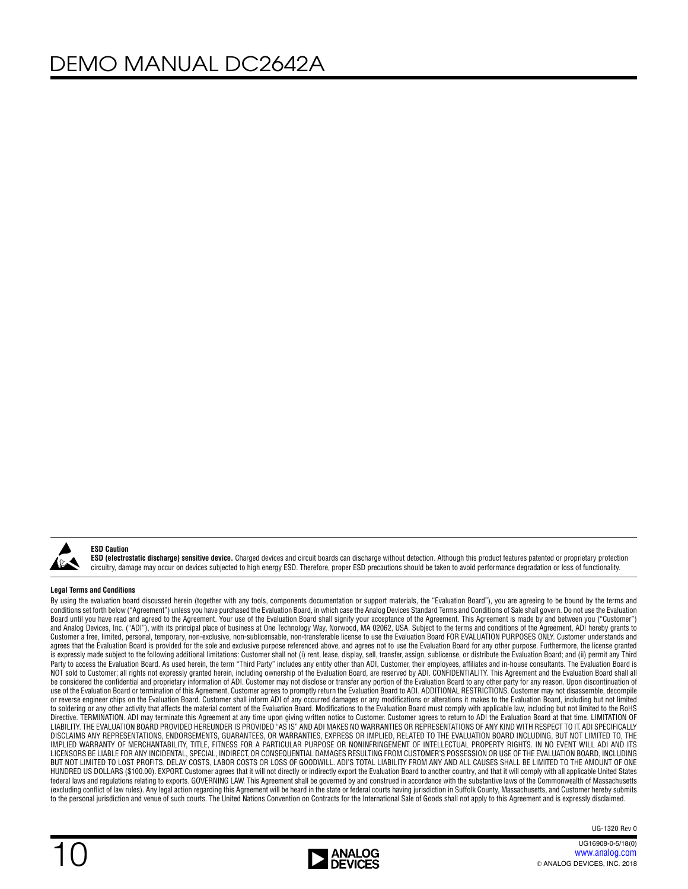**ESD Caution**

**ESD (electrostatic discharge) sensitive device.** Charged devices and circuit boards can discharge without detection. Although this product features patented or proprietary protection circuitry, damage may occur on devices subjected to high energy ESD. Therefore, proper ESD precautions should be taken to avoid performance degradation or loss of functionality.

**Legal Terms and Conditions**

By using the evaluation board discussed herein (together with any tools, components documentation or support materials, the "Evaluation Board"), you are agreeing to be bound by the terms and conditions set forth below ("Agreement") unless you have purchased the Evaluation Board, in which case the Analog Devices Standard Terms and Conditions of Sale shall govern. Do not use the Evaluation Board until you have read and agreed to the Agreement. Your use of the Evaluation Board shall signify your acceptance of the Agreement. This Agreement is made by and between you ("Customer") and Analog Devices, Inc. ("ADI"), with its principal place of business at One Technology Way, Norwood, MA 02062, USA. Subject to the terms and conditions of the Agreement, ADI hereby grants to Customer a free, limited, personal, temporary, non-exclusive, non-sublicensable, non-transferable license to use the Evaluation Board FOR EVALUATION PURPOSES ONLY. Customer understands and agrees that the Evaluation Board is provided for the sole and exclusive purpose referenced above, and agrees not to use the Evaluation Board for any other purpose. Furthermore, the license granted is expressly made subject to the following additional limitations: Customer shall not (i) rent, lease, display, sell, transfer, assign, sublicense, or distribute the Evaluation Board; and (ii) permit any Third Party to access the Evaluation Board. As used herein, the term "Third Party" includes any entity other than ADI, Customer, their employees, affiliates and in-house consultants. The Evaluation Board is NOT sold to Customer; all rights not expressly granted herein, including ownership of the Evaluation Board, are reserved by ADI. CONFIDENTIALITY. This Agreement and the Evaluation Board shall all be considered the confidential and proprietary information of ADI. Customer may not disclose or transfer any portion of the Evaluation Board to any other party for any reason. Upon discontinuation of use of the Evaluation Board or termination of this Agreement, Customer agrees to promptly return the Evaluation Board to ADI. ADDITIONAL RESTRICTIONS. Customer may not disassemble, decompile or reverse engineer chips on the Evaluation Board. Customer shall inform ADI of any occurred damages or any modifications or alterations it makes to the Evaluation Board, including but not limited to soldering or any other activity that affects the material content of the Evaluation Board. Modifications to the Evaluation Board must comply with applicable law, including but not limited to the RoHS Directive. TERMINATION. ADI may terminate this Agreement at any time upon giving written notice to Customer. Customer agrees to return to ADI the Evaluation Board at that time. LIMITATION OF LIABILITY. THE EVALUATION BOARD PROVIDED HEREUNDER IS PROVIDED "AS IS" AND ADI MAKES NO WARRANTIES OR REPRESENTATIONS OF ANY KIND WITH RESPECT TO IT. ADI SPECIFICALLY DISCLAIMS ANY REPRESENTATIONS, ENDORSEMENTS, GUARANTEES, OR WARRANTIES, EXPRESS OR IMPLIED, RELATED TO THE EVALUATION BOARD INCLUDING, BUT NOT LIMITED TO, THE IMPLIED WARRANTY OF MERCHANTABILITY, TITLE, FITNESS FOR A PARTICULAR PURPOSE OR NONINFRINGEMENT OF INTELLECTUAL PROPERTY RIGHTS. IN NO EVENT WILL ADI AND ITS LICENSORS BE LIABLE FOR ANY INCIDENTAL, SPECIAL, INDIRECT, OR CONSEQUENTIAL DAMAGES RESULTING FROM CUSTOMER'S POSSESSION OR USE OF THE EVALUATION BOARD, INCLUDING BUT NOT LIMITED TO LOST PROFITS, DELAY COSTS, LABOR COSTS OR LOSS OF GOODWILL. ADI'S TOTAL LIABILITY FROM ANY AND ALL CAUSES SHALL BE LIMITED TO THE AMOUNT OF ONE HUNDRED US DOLLARS ($100.00). EXPORT. Customer agrees that it will not directly or indirectly export the Evaluation Board to another country, and that it will comply with all applicable United States federal laws and regulations relating to exports. GOVERNING LAW. This Agreement shall be governed by and construed in accordance with the substantive laws of the Commonwealth of Massachusetts (excluding conflict of law rules). Any legal action regarding this Agreement will be heard in the state or federal courts having jurisdiction in Suffolk County, Massachusetts, and Customer hereby submits to the personal jurisdiction and venue of such courts. The United Nations Convention on Contracts for the International Sale of Goods shall not apply to this Agreement and is expressly disclaimed.

UG16908-0-5/18(0)

www.analog.com

© ANALOG DEVICES, INC. 2018